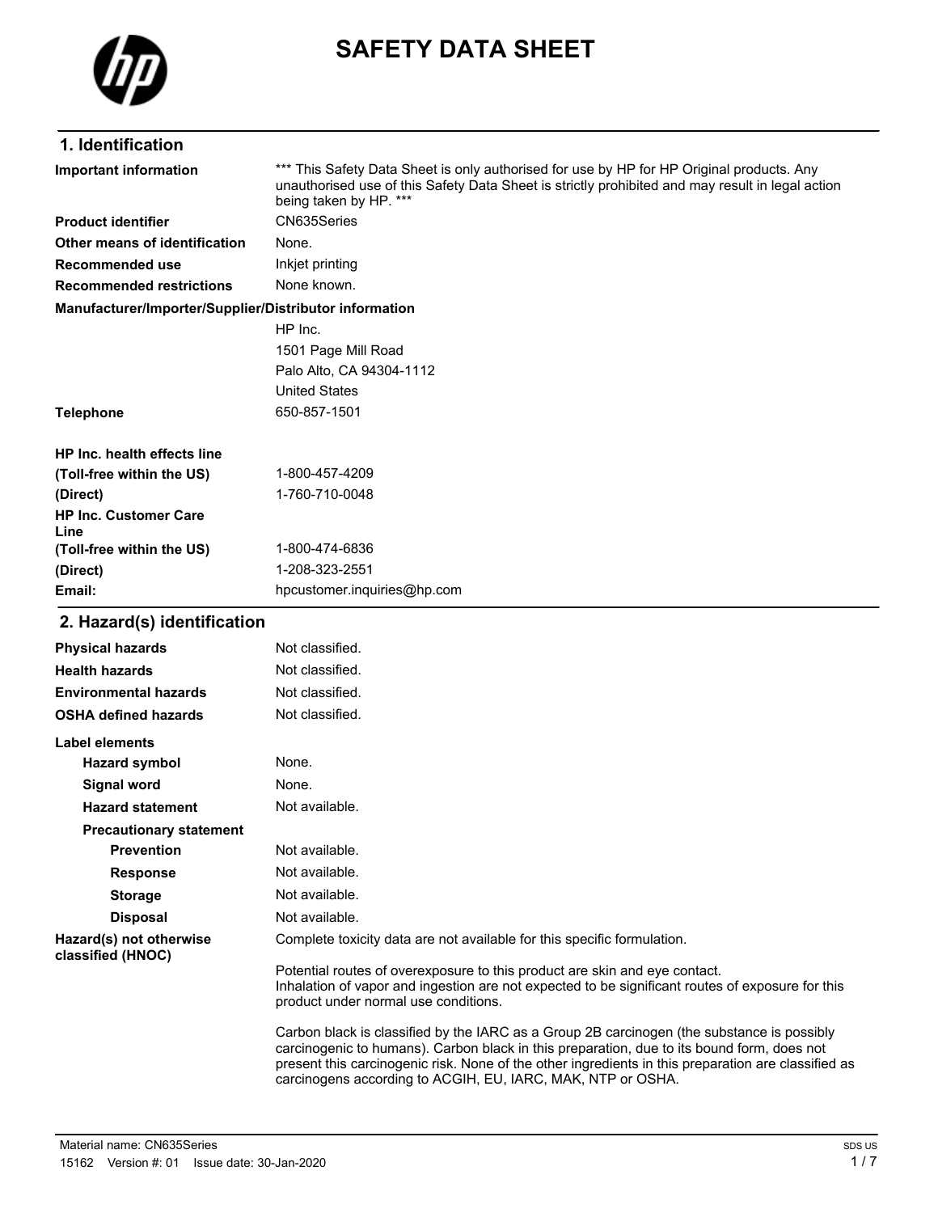# SAFETY DATA SHEET

## 1. Identification

**Important information** *** This Safety Data Sheet is only authorised for use by HP for HP Original products. Any unauthorised use of this Safety Data Sheet is strictly prohibited and may result in legal action being taken by HP. ***

**Product identifier** CN635Series

**Other means of identification** None.

**Recommended use** Inkjet printing

**Recommended restrictions** None known.

**Manufacturer/Importer/Supplier/Distributor information**

HP Inc.
1501 Page Mill Road
Palo Alto, CA 94304-1112
United States

**Telephone** 650-857-1501

**HP Inc. health effects line**
**(Toll-free within the US)** 1-800-457-4209
**(Direct)** 1-760-710-0048

**HP Inc. Customer Care Line**
**(Toll-free within the US)** 1-800-474-6836
**(Direct)** 1-208-323-2551
**Email:** hpcustomer.inquiries@hp.com

## 2. Hazard(s) identification

**Physical hazards** Not classified.

**Health hazards** Not classified.

**Environmental hazards** Not classified.

**OSHA defined hazards** Not classified.

**Label elements**

- **Hazard symbol** None.
- **Signal word** None.
- **Hazard statement** Not available.
- **Precautionary statement**
  - **Prevention** Not available.
  - **Response** Not available.
  - **Storage** Not available.
  - **Disposal** Not available.

**Hazard(s) not otherwise classified (HNOC)**

Complete toxicity data are not available for this specific formulation.

Potential routes of overexposure to this product are skin and eye contact.
Inhalation of vapor and ingestion are not expected to be significant routes of exposure for this product under normal use conditions.

Carbon black is classified by the IARC as a Group 2B carcinogen (the substance is possibly carcinogenic to humans). Carbon black in this preparation, due to its bound form, does not present this carcinogenic risk. None of the other ingredients in this preparation are classified as carcinogens according to ACGIH, EU, IARC, MAK, NTP or OSHA.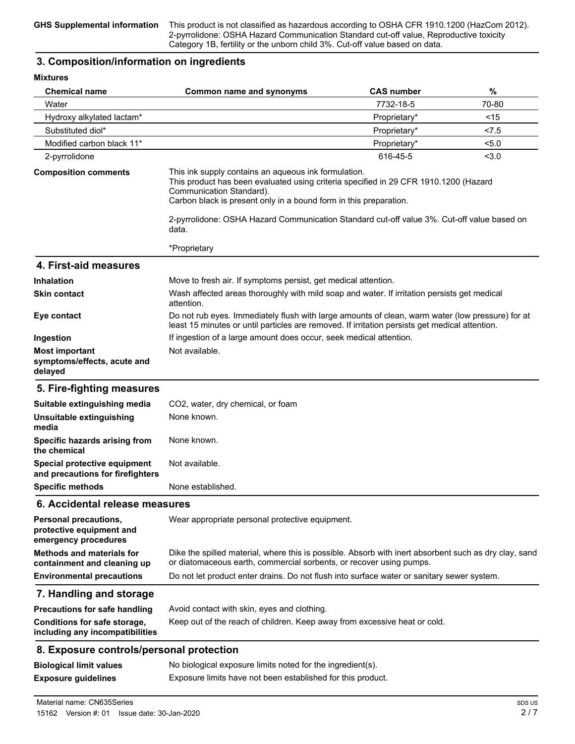**GHS Supplemental information** This product is not classified as hazardous according to OSHA CFR 1910.1200 (HazCom 2012). 2-pyrrolidone: OSHA Hazard Communication Standard cut-off value, Reproductive toxicity Category 1B, fertility or the unborn child 3%. Cut-off value based on data.

## 3. Composition/information on ingredients

**Mixtures**

| Chemical name | Common name and synonyms | CAS number | % |
|---|---|---|---|
| Water | | 7732-18-5 | 70-80 |
| Hydroxy alkylated lactam* | | Proprietary* | <15 |
| Substituted diol* | | Proprietary* | <7.5 |
| Modified carbon black 11* | | Proprietary* | <5.0 |
| 2-pyrrolidone | | 616-45-5 | <3.0 |

**Composition comments** This ink supply contains an aqueous ink formulation.
This product has been evaluated using criteria specified in 29 CFR 1910.1200 (Hazard Communication Standard).
Carbon black is present only in a bound form in this preparation.

2-pyrrolidone: OSHA Hazard Communication Standard cut-off value 3%. Cut-off value based on data.

*Proprietary

## 4. First-aid measures

**Inhalation** Move to fresh air. If symptoms persist, get medical attention.

**Skin contact** Wash affected areas thoroughly with mild soap and water. If irritation persists get medical attention.

**Eye contact** Do not rub eyes. Immediately flush with large amounts of clean, warm water (low pressure) for at least 15 minutes or until particles are removed. If irritation persists get medical attention.

**Ingestion** If ingestion of a large amount does occur, seek medical attention.

**Most important symptoms/effects, acute and delayed** Not available.

## 5. Fire-fighting measures

**Suitable extinguishing media** $CO_2$, water, dry chemical, or foam

**Unsuitable extinguishing media** None known.

**Specific hazards arising from the chemical** None known.

**Special protective equipment and precautions for firefighters** Not available.

**Specific methods** None established.

## 6. Accidental release measures

**Personal precautions, protective equipment and emergency procedures** Wear appropriate personal protective equipment.

**Methods and materials for containment and cleaning up** Dike the spilled material, where this is possible. Absorb with inert absorbent such as dry clay, sand or diatomaceous earth, commercial sorbents, or recover using pumps.

**Environmental precautions** Do not let product enter drains. Do not flush into surface water or sanitary sewer system.

## 7. Handling and storage

**Precautions for safe handling** Avoid contact with skin, eyes and clothing.

**Conditions for safe storage, including any incompatibilities** Keep out of the reach of children. Keep away from excessive heat or cold.

## 8. Exposure controls/personal protection

**Biological limit values** No biological exposure limits noted for the ingredient(s).

**Exposure guidelines** Exposure limits have not been established for this product.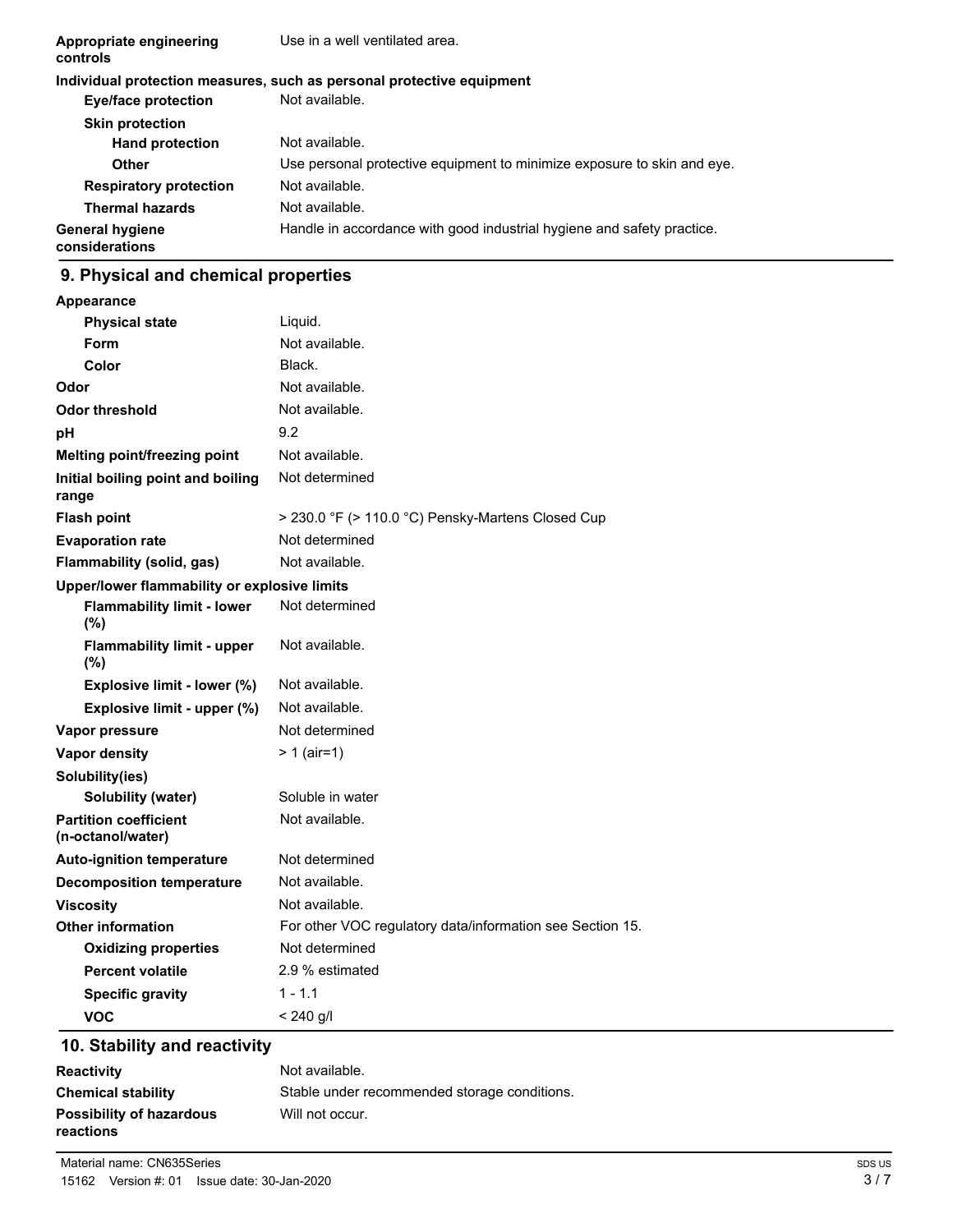| | |
|---|---|
| **Appropriate engineering controls** | Use in a well ventilated area. |

**Individual protection measures, such as personal protective equipment**

| | |
|---|---|
| **Eye/face protection** | Not available. |
| **Skin protection** | |
| **Hand protection** | Not available. |
| **Other** | Use personal protective equipment to minimize exposure to skin and eye. |
| **Respiratory protection** | Not available. |
| **Thermal hazards** | Not available. |
| **General hygiene considerations** | Handle in accordance with good industrial hygiene and safety practice. |

## 9. Physical and chemical properties

| | |
|---|---|
| **Appearance** | |
| **Physical state** | Liquid. |
| **Form** | Not available. |
| **Color** | Black. |
| **Odor** | Not available. |
| **Odor threshold** | Not available. |
| **pH** | 9.2 |
| **Melting point/freezing point** | Not available. |
| **Initial boiling point and boiling range** | Not determined |
| **Flash point** | > 230.0 °F (> 110.0 °C) Pensky-Martens Closed Cup |
| **Evaporation rate** | Not determined |
| **Flammability (solid, gas)** | Not available. |
| **Upper/lower flammability or explosive limits** | |
| **Flammability limit - lower (%)** | Not determined |
| **Flammability limit - upper (%)** | Not available. |
| **Explosive limit - lower (%)** | Not available. |
| **Explosive limit - upper (%)** | Not available. |
| **Vapor pressure** | Not determined |
| **Vapor density** | > 1 (air=1) |
| **Solubility(ies)** | |
| **Solubility (water)** | Soluble in water |
| **Partition coefficient (n-octanol/water)** | Not available. |
| **Auto-ignition temperature** | Not determined |
| **Decomposition temperature** | Not available. |
| **Viscosity** | Not available. |
| **Other information** | For other VOC regulatory data/information see Section 15. |
| **Oxidizing properties** | Not determined |
| **Percent volatile** | 2.9 % estimated |
| **Specific gravity** | 1 - 1.1 |
| **VOC** | < 240 g/l |

## 10. Stability and reactivity

| | |
|---|---|
| **Reactivity** | Not available. |
| **Chemical stability** | Stable under recommended storage conditions. |
| **Possibility of hazardous reactions** | Will not occur. |

Material name: CN635Series
15162 Version #: 01 Issue date: 30-Jan-2020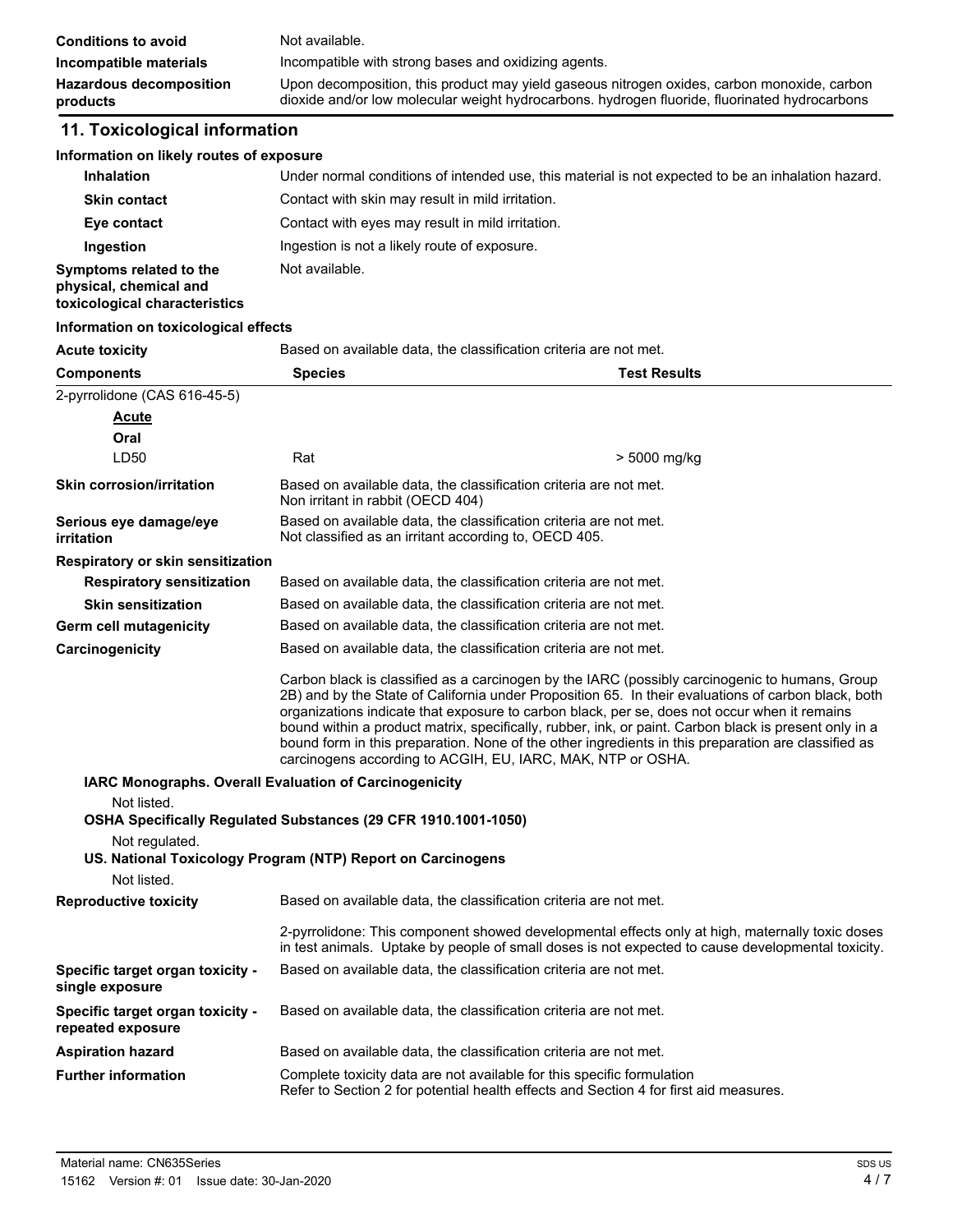| | |
|---|---|
| **Conditions to avoid** | Not available. |
| **Incompatible materials** | Incompatible with strong bases and oxidizing agents. |
| **Hazardous decomposition products** | Upon decomposition, this product may yield gaseous nitrogen oxides, carbon monoxide, carbon dioxide and/or low molecular weight hydrocarbons. hydrogen fluoride, fluorinated hydrocarbons |

## 11. Toxicological information

### Information on likely routes of exposure

| | |
|---|---|
| **Inhalation** | Under normal conditions of intended use, this material is not expected to be an inhalation hazard. |
| **Skin contact** | Contact with skin may result in mild irritation. |
| **Eye contact** | Contact with eyes may result in mild irritation. |
| **Ingestion** | Ingestion is not a likely route of exposure. |
| **Symptoms related to the physical, chemical and toxicological characteristics** | Not available. |

### Information on toxicological effects

**Acute toxicity** Based on available data, the classification criteria are not met.

| Components | Species | Test Results |
|---|---|---|
| 2-pyrrolidone (CAS 616-45-5) | | |
| **Acute** | | |
| **Oral** | | |
| LD50 | Rat | > 5000 mg/kg |

| | |
|---|---|
| **Skin corrosion/irritation** | Based on available data, the classification criteria are not met. Non irritant in rabbit (OECD 404) |
| **Serious eye damage/eye irritation** | Based on available data, the classification criteria are not met. Not classified as an irritant according to, OECD 405. |
| **Respiratory or skin sensitization** | |
| **Respiratory sensitization** | Based on available data, the classification criteria are not met. |
| **Skin sensitization** | Based on available data, the classification criteria are not met. |
| **Germ cell mutagenicity** | Based on available data, the classification criteria are not met. |
| **Carcinogenicity** | Based on available data, the classification criteria are not met. |

Carbon black is classified as a carcinogen by the IARC (possibly carcinogenic to humans, Group 2B) and by the State of California under Proposition 65. In their evaluations of carbon black, both organizations indicate that exposure to carbon black, per se, does not occur when it remains bound within a product matrix, specifically, rubber, ink, or paint. Carbon black is present only in a bound form in this preparation. None of the other ingredients in this preparation are classified as carcinogens according to ACGIH, EU, IARC, MAK, NTP or OSHA.

**IARC Monographs. Overall Evaluation of Carcinogenicity**

Not listed.

**OSHA Specifically Regulated Substances (29 CFR 1910.1001-1050)**

Not regulated.

**US. National Toxicology Program (NTP) Report on Carcinogens**

Not listed.

**Reproductive toxicity** Based on available data, the classification criteria are not met.

2-pyrrolidone: This component showed developmental effects only at high, maternally toxic doses in test animals. Uptake by people of small doses is not expected to cause developmental toxicity.

| | |
|---|---|
| **Specific target organ toxicity - single exposure** | Based on available data, the classification criteria are not met. |
| **Specific target organ toxicity - repeated exposure** | Based on available data, the classification criteria are not met. |
| **Aspiration hazard** | Based on available data, the classification criteria are not met. |
| **Further information** | Complete toxicity data are not available for this specific formulation Refer to Section 2 for potential health effects and Section 4 for first aid measures. |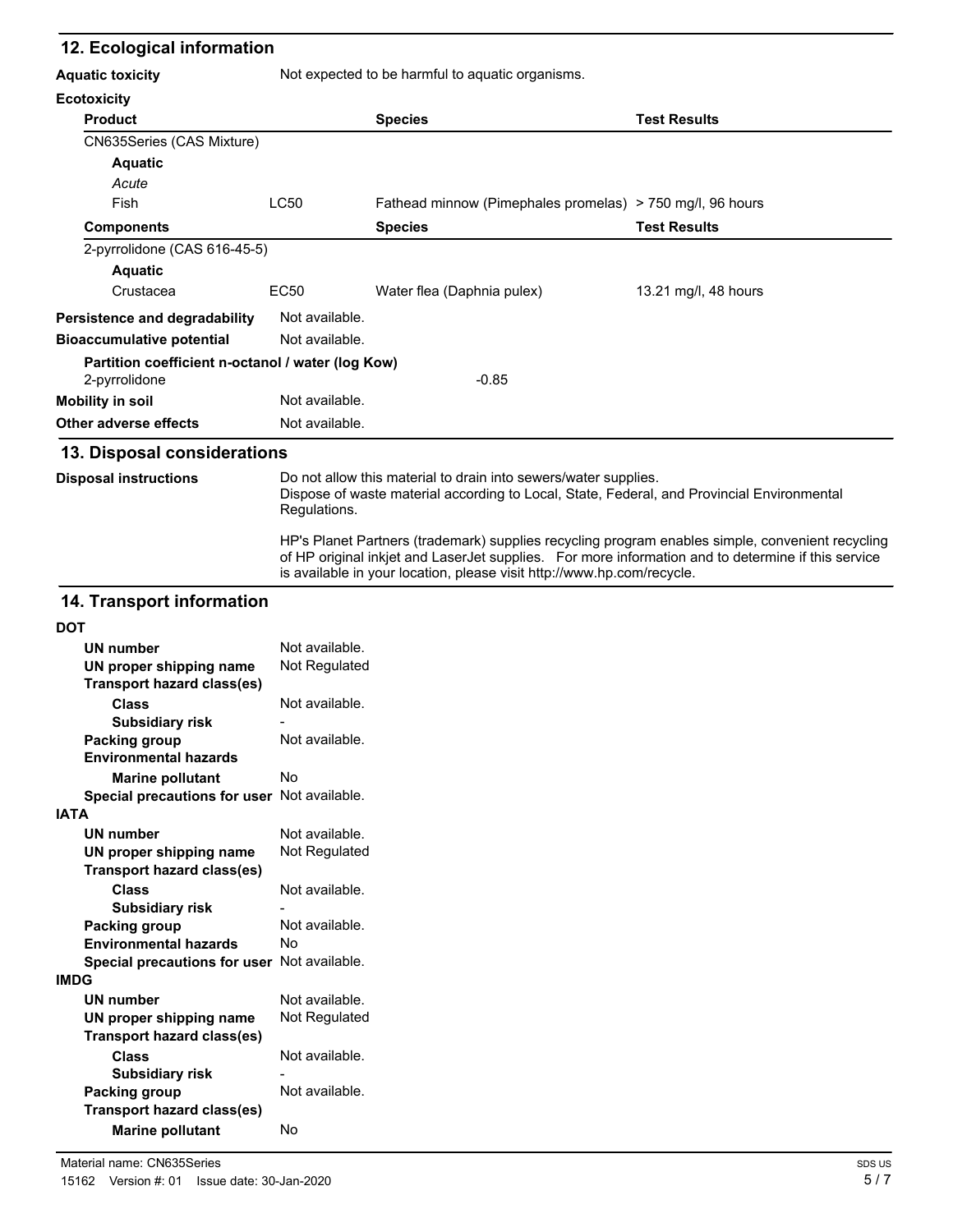## 12. Ecological information

**Aquatic toxicity** Not expected to be harmful to aquatic organisms.

**Ecotoxicity**

| Product | | Species | Test Results |
|---|---|---|---|
| CN635Series (CAS Mixture) | | | |
| **Aquatic** | | | |
| *Acute* | | | |
| Fish | LC50 | Fathead minnow (Pimephales promelas) | > 750 mg/l, 96 hours |
| **Components** | | **Species** | **Test Results** |
| 2-pyrrolidone (CAS 616-45-5) | | | |
| **Aquatic** | | | |
| Crustacea | EC50 | Water flea (Daphnia pulex) | 13.21 mg/l, 48 hours |

**Persistence and degradability** Not available.

**Bioaccumulative potential** Not available.

**Partition coefficient n-octanol / water (log Kow)**

2-pyrrolidone -0.85

**Mobility in soil** Not available.

**Other adverse effects** Not available.

## 13. Disposal considerations

**Disposal instructions**

Do not allow this material to drain into sewers/water supplies.
Dispose of waste material according to Local, State, Federal, and Provincial Environmental Regulations.

HP's Planet Partners (trademark) supplies recycling program enables simple, convenient recycling of HP original inkjet and LaserJet supplies. For more information and to determine if this service is available in your location, please visit http://www.hp.com/recycle.

## 14. Transport information

**DOT**

- **UN number** Not available.
- **UN proper shipping name** Not Regulated
- **Transport hazard class(es)**
  - **Class** Not available.
  - **Subsidiary risk** -
- **Packing group** Not available.
- **Environmental hazards**
  - **Marine pollutant** No
- **Special precautions for user** Not available.

**IATA**

- **UN number** Not available.
- **UN proper shipping name** Not Regulated
- **Transport hazard class(es)**
  - **Class** Not available.
  - **Subsidiary risk** -
- **Packing group** Not available.
- **Environmental hazards** No
- **Special precautions for user** Not available.

**IMDG**

- **UN number** Not available.
- **UN proper shipping name** Not Regulated
- **Transport hazard class(es)**
  - **Class** Not available.
  - **Subsidiary risk** -
- **Packing group** Not available.
- **Transport hazard class(es)**
  - **Marine pollutant** No

Material name: CN635Series

15162 Version #: 01 Issue date: 30-Jan-2020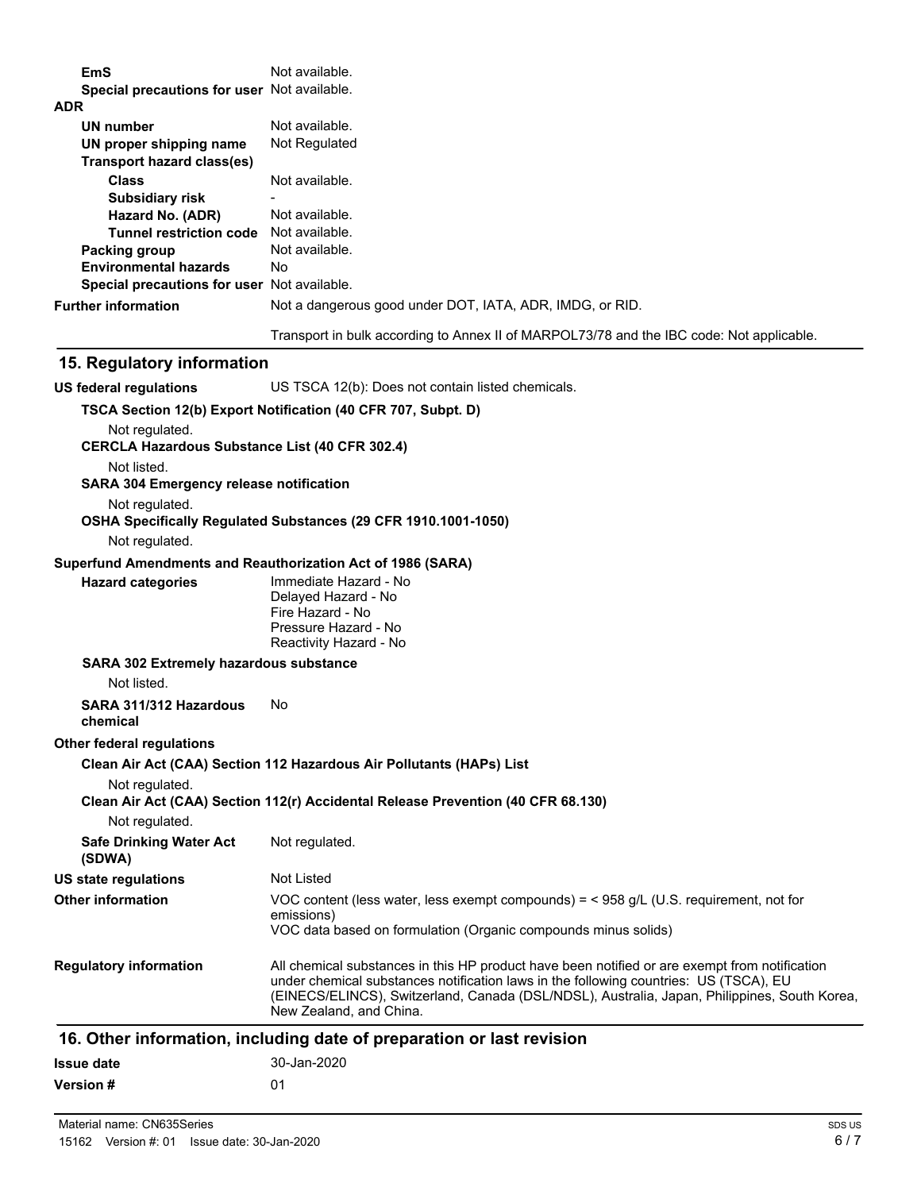**EmS** Not available.

**Special precautions for user** Not available.

**ADR**

| | |
|---|---|
| **UN number** | Not available. |
| **UN proper shipping name** | Not Regulated |
| **Transport hazard class(es)** | |
| **Class** | Not available. |
| **Subsidiary risk** | - |
| **Hazard No. (ADR)** | Not available. |
| **Tunnel restriction code** | Not available. |
| **Packing group** | Not available. |
| **Environmental hazards** | No |
| **Special precautions for user** | Not available. |

**Further information** Not a dangerous good under DOT, IATA, ADR, IMDG, or RID.

Transport in bulk according to Annex II of MARPOL73/78 and the IBC code: Not applicable.

## 15. Regulatory information

**US federal regulations** US TSCA 12(b): Does not contain listed chemicals.

**TSCA Section 12(b) Export Notification (40 CFR 707, Subpt. D)**

Not regulated.

**CERCLA Hazardous Substance List (40 CFR 302.4)**

Not listed.

**SARA 304 Emergency release notification**

Not regulated.

**OSHA Specifically Regulated Substances (29 CFR 1910.1001-1050)**

Not regulated.

**Superfund Amendments and Reauthorization Act of 1986 (SARA)**

**Hazard categories**
Immediate Hazard - No
Delayed Hazard - No
Fire Hazard - No
Pressure Hazard - No
Reactivity Hazard - No

**SARA 302 Extremely hazardous substance**

Not listed.

**SARA 311/312 Hazardous chemical** No

**Other federal regulations**

**Clean Air Act (CAA) Section 112 Hazardous Air Pollutants (HAPs) List**

Not regulated.

**Clean Air Act (CAA) Section 112(r) Accidental Release Prevention (40 CFR 68.130)**

Not regulated.

**Safe Drinking Water Act (SDWA)** Not regulated.

**US state regulations** Not Listed

**Other information** VOC content (less water, less exempt compounds) = < 958 g/L (U.S. requirement, not for emissions)
VOC data based on formulation (Organic compounds minus solids)

**Regulatory information** All chemical substances in this HP product have been notified or are exempt from notification under chemical substances notification laws in the following countries: US (TSCA), EU (EINECS/ELINCS), Switzerland, Canada (DSL/NDSL), Australia, Japan, Philippines, South Korea, New Zealand, and China.

## 16. Other information, including date of preparation or last revision

**Issue date** 30-Jan-2020

**Version #** 01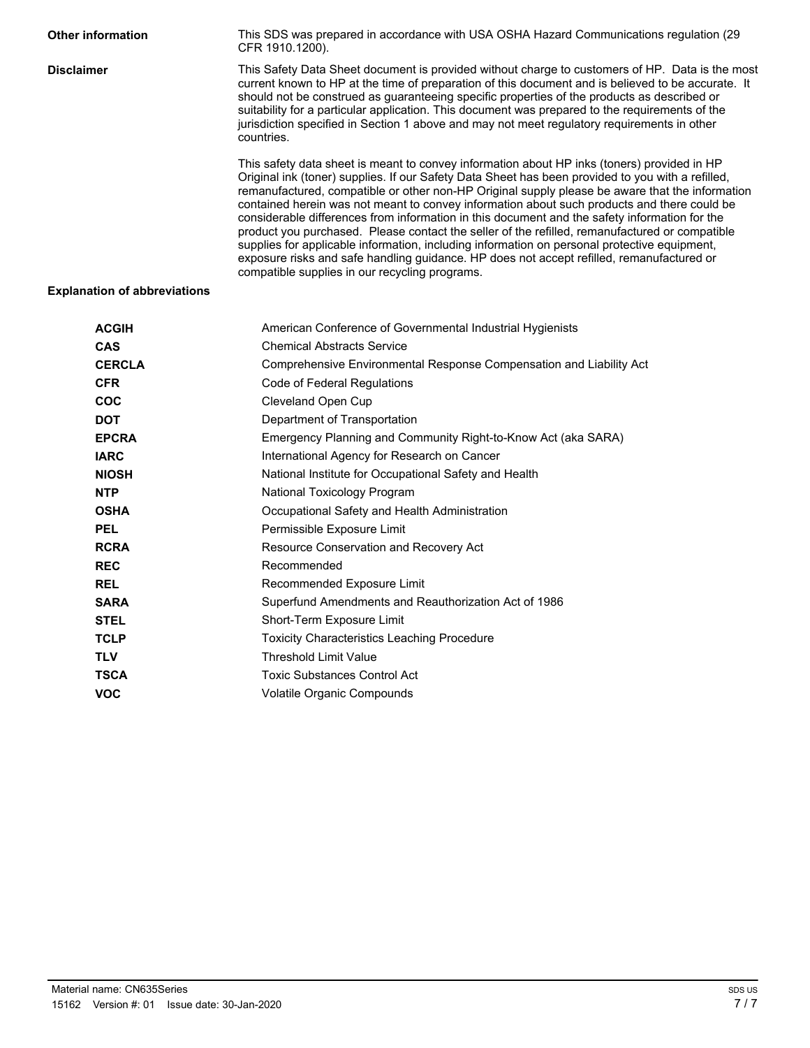**Other information**

This SDS was prepared in accordance with USA OSHA Hazard Communications regulation (29 CFR 1910.1200).

**Disclaimer**

This Safety Data Sheet document is provided without charge to customers of HP. Data is the most current known to HP at the time of preparation of this document and is believed to be accurate. It should not be construed as guaranteeing specific properties of the products as described or suitability for a particular application. This document was prepared to the requirements of the jurisdiction specified in Section 1 above and may not meet regulatory requirements in other countries.

This safety data sheet is meant to convey information about HP inks (toners) provided in HP Original ink (toner) supplies. If our Safety Data Sheet has been provided to you with a refilled, remanufactured, compatible or other non-HP Original supply please be aware that the information contained herein was not meant to convey information about such products and there could be considerable differences from information in this document and the safety information for the product you purchased. Please contact the seller of the refilled, remanufactured or compatible supplies for applicable information, including information on personal protective equipment, exposure risks and safe handling guidance. HP does not accept refilled, remanufactured or compatible supplies in our recycling programs.

**Explanation of abbreviations**

| | |
|---|---|
| **ACGIH** | American Conference of Governmental Industrial Hygienists |
| **CAS** | Chemical Abstracts Service |
| **CERCLA** | Comprehensive Environmental Response Compensation and Liability Act |
| **CFR** | Code of Federal Regulations |
| **COC** | Cleveland Open Cup |
| **DOT** | Department of Transportation |
| **EPCRA** | Emergency Planning and Community Right-to-Know Act (aka SARA) |
| **IARC** | International Agency for Research on Cancer |
| **NIOSH** | National Institute for Occupational Safety and Health |
| **NTP** | National Toxicology Program |
| **OSHA** | Occupational Safety and Health Administration |
| **PEL** | Permissible Exposure Limit |
| **RCRA** | Resource Conservation and Recovery Act |
| **REC** | Recommended |
| **REL** | Recommended Exposure Limit |
| **SARA** | Superfund Amendments and Reauthorization Act of 1986 |
| **STEL** | Short-Term Exposure Limit |
| **TCLP** | Toxicity Characteristics Leaching Procedure |
| **TLV** | Threshold Limit Value |
| **TSCA** | Toxic Substances Control Act |
| **VOC** | Volatile Organic Compounds |